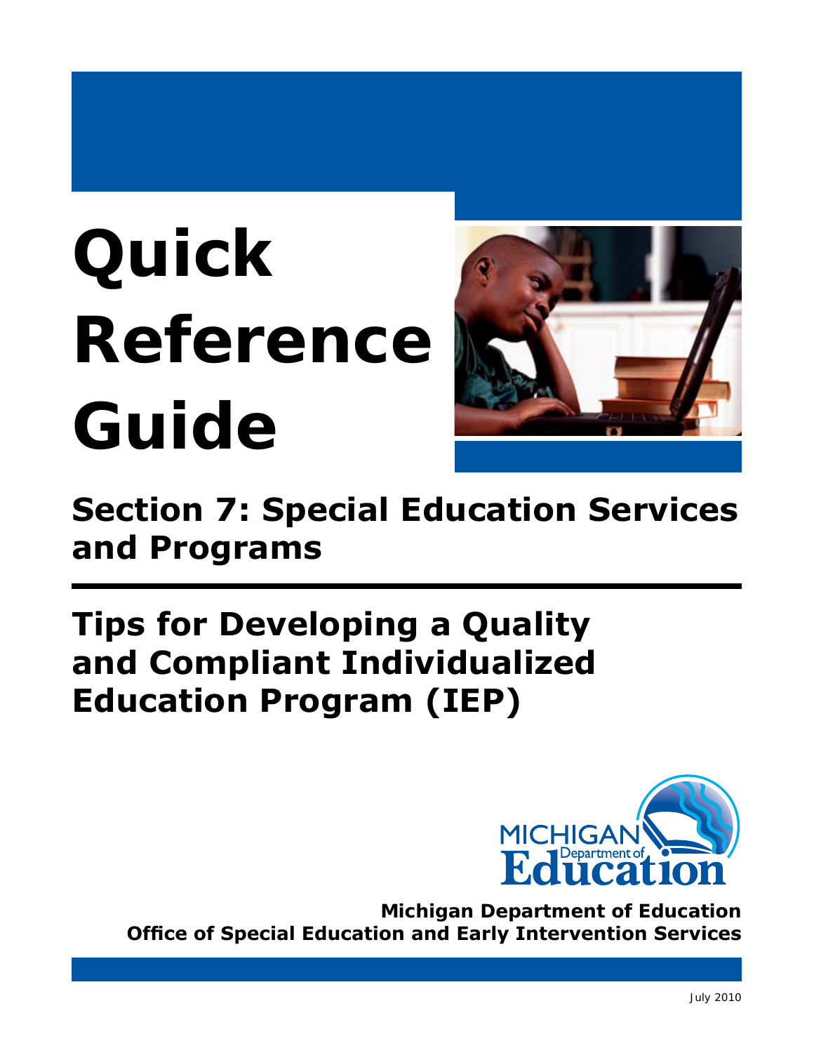# Quick Reference Guide

## Section 7: Special Education Services and Programs

## Tips for Developing a Quality and Compliant Individualized Education Program (IEP)

**Michigan Department of Education**
**Office of Special Education and Early Intervention Services**

July 2010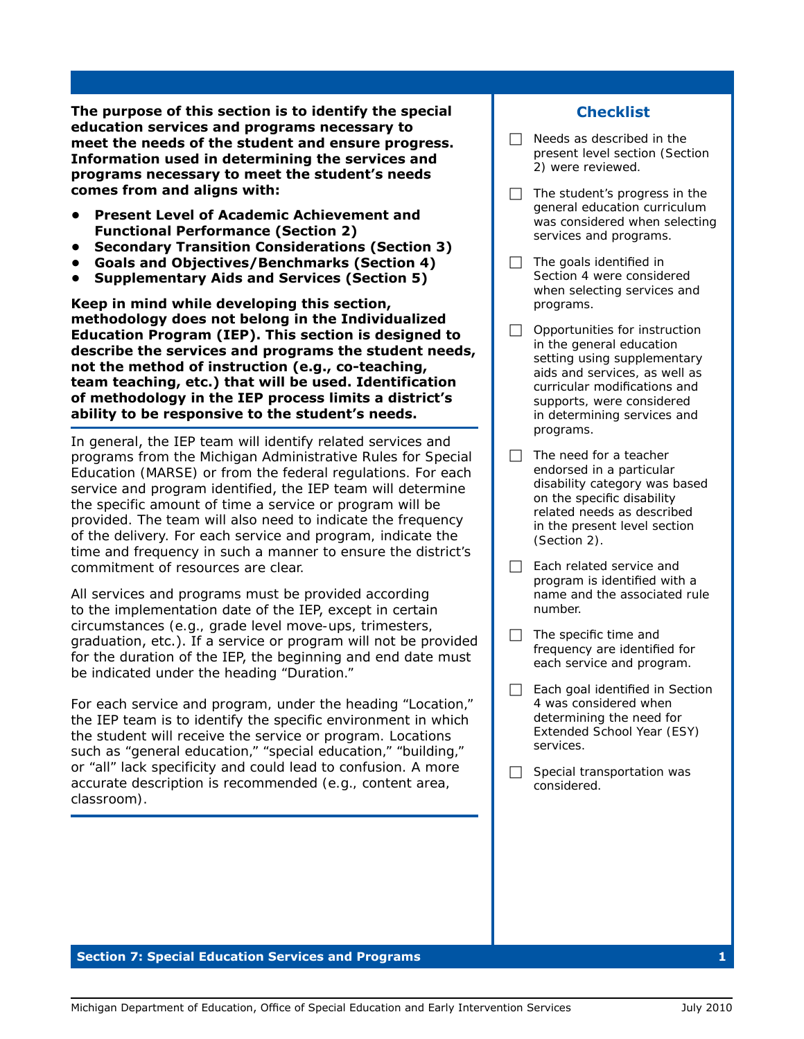**The purpose of this section is to identify the special education services and programs necessary to meet the needs of the student and ensure progress. Information used in determining the services and programs necessary to meet the student's needs comes from and aligns with:**

- **Present Level of Academic Achievement and Functional Performance (Section 2)**
- **Secondary Transition Considerations (Section 3)**
- **Goals and Objectives/Benchmarks (Section 4)**
- **Supplementary Aids and Services (Section 5)**

**Keep in mind while developing this section, methodology does not belong in the Individualized Education Program (IEP). This section is designed to describe the services and programs the student needs, not the method of instruction (e.g., co-teaching, team teaching, etc.) that will be used. Identification of methodology in the IEP process limits a district's ability to be responsive to the student's needs.**

In general, the IEP team will identify related services and programs from the Michigan Administrative Rules for Special Education (MARSE) or from the federal regulations. For each service and program identified, the IEP team will determine the specific amount of time a service or program will be provided. The team will also need to indicate the frequency of the delivery. For each service and program, indicate the time and frequency in such a manner to ensure the district's commitment of resources are clear.

All services and programs must be provided according to the implementation date of the IEP, except in certain circumstances (e.g., grade level move-ups, trimesters, graduation, etc.). If a service or program will not be provided for the duration of the IEP, the beginning and end date must be indicated under the heading "Duration."

For each service and program, under the heading "Location," the IEP team is to identify the specific environment in which the student will receive the service or program. Locations such as "general education," "special education," "building," or "all" lack specificity and could lead to confusion. A more accurate description is recommended (e.g., content area, classroom).

## Checklist

- [ ] Needs as described in the present level section (Section 2) were reviewed.
- [ ] The student's progress in the general education curriculum was considered when selecting services and programs.
- [ ] The goals identified in Section 4 were considered when selecting services and programs.
- [ ] Opportunities for instruction in the general education setting using supplementary aids and services, as well as curricular modifications and supports, were considered in determining services and programs.
- [ ] The need for a teacher endorsed in a particular disability category was based on the specific disability related needs as described in the present level section (Section 2).
- [ ] Each related service and program is identified with a name and the associated rule number.
- [ ] The specific time and frequency are identified for each service and program.
- [ ] Each goal identified in Section 4 was considered when determining the need for Extended School Year (ESY) services.
- [ ] Special transportation was considered.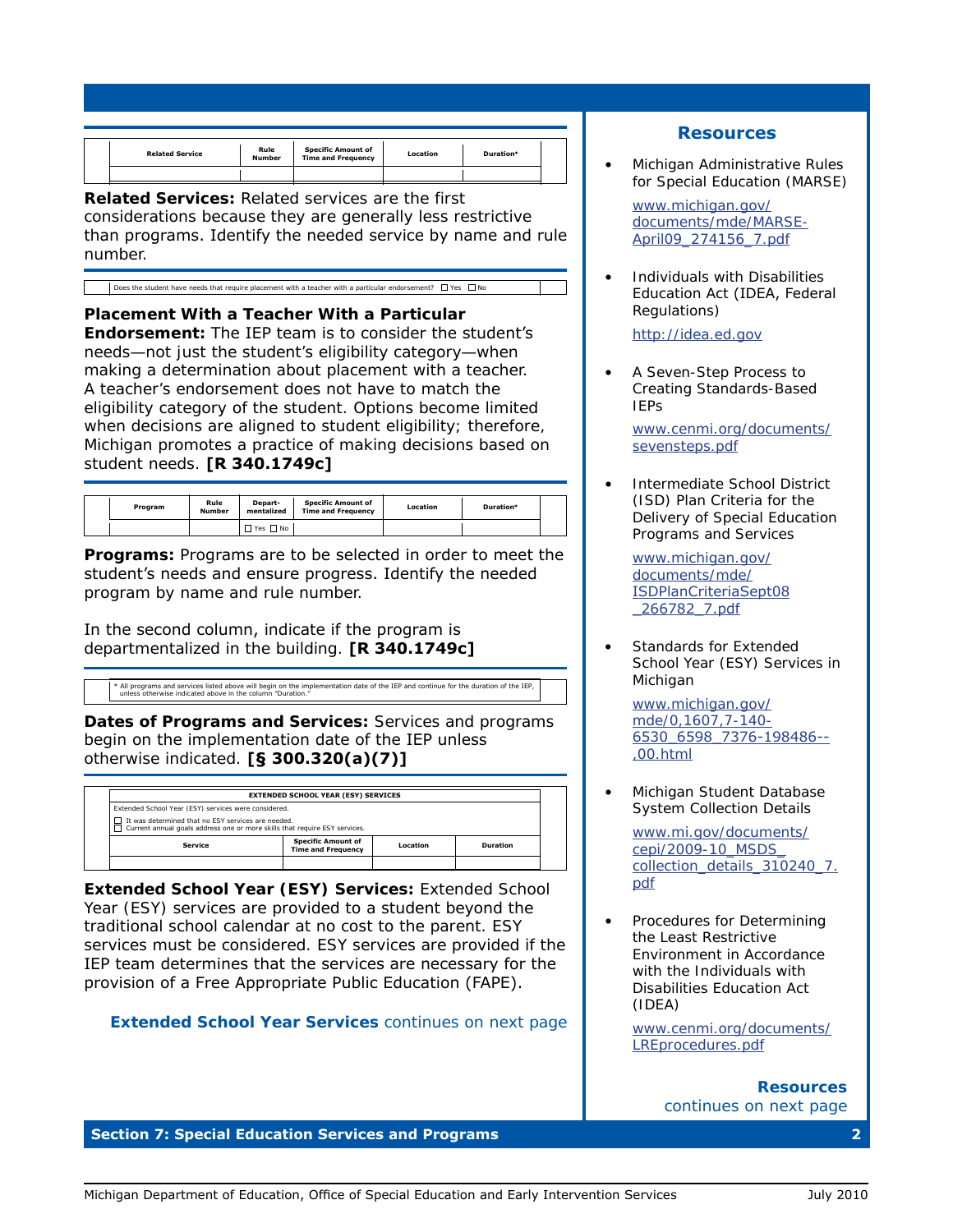| Related Service | Rule Number | Specific Amount of Time and Frequency | Location | Duration* |
|---|---|---|---|---|
| | | | | |

**Related Services:** Related services are the first considerations because they are generally less restrictive than programs. Identify the needed service by name and rule number.

| Does the student have needs that require placement with a teacher with a particular endorsement? ☐ Yes ☐ No |
|---|

**Placement With a Teacher With a Particular Endorsement:** The IEP team is to consider the student's needs—not just the student's eligibility category—when making a determination about placement with a teacher. A teacher's endorsement does not have to match the eligibility category of the student. Options become limited when decisions are aligned to student eligibility; therefore, Michigan promotes a practice of making decisions based on student needs. **[R 340.1749c]**

| Program | Rule Number | Depart-mentalized | Specific Amount of Time and Frequency | Location | Duration* |
|---|---|---|---|---|---|
| | | ☐ Yes ☐ No | | | |

**Programs:** Programs are to be selected in order to meet the student's needs and ensure progress. Identify the needed program by name and rule number.

In the second column, indicate if the program is departmentalized in the building. **[R 340.1749c]**

| * All programs and services listed above will begin on the implementation date of the IEP and continue for the duration of the IEP, unless otherwise indicated above in the column "Duration." |
|---|

**Dates of Programs and Services:** Services and programs begin on the implementation date of the IEP unless otherwise indicated. **[§ 300.320(a)(7)]**

| EXTENDED SCHOOL YEAR (ESY) SERVICES | | | |
|---|---|---|---|
| Extended School Year (ESY) services were considered.<br>☐ It was determined that no ESY services are needed.<br>☐ Current annual goals address one or more skills that require ESY services. | | | |
| Service | Specific Amount of Time and Frequency | Location | Duration |
| | | | |

**Extended School Year (ESY) Services:** Extended School Year (ESY) services are provided to a student beyond the traditional school calendar at no cost to the parent. ESY services must be considered. ESY services are provided if the IEP team determines that the services are necessary for the provision of a Free Appropriate Public Education (FAPE).

**Extended School Year Services** continues on next page

## Resources

- Michigan Administrative Rules for Special Education (MARSE)

  www.michigan.gov/documents/mde/MARSE-April09_274156_7.pdf

- Individuals with Disabilities Education Act (IDEA, Federal Regulations)

  http://idea.ed.gov

- A Seven-Step Process to Creating Standards-Based IEPs

  www.cenmi.org/documents/sevensteps.pdf

- Intermediate School District (ISD) Plan Criteria for the Delivery of Special Education Programs and Services

  www.michigan.gov/documents/mde/ISDPlanCriteriaSept08_266782_7.pdf

- Standards for Extended School Year (ESY) Services in Michigan

  www.michigan.gov/mde/0,1607,7-140-6530_6598_7376-198486--,00.html

- Michigan Student Database System Collection Details

  www.mi.gov/documents/cepi/2009-10_MSDS_collection_details_310240_7.pdf

- Procedures for Determining the Least Restrictive Environment in Accordance with the Individuals with Disabilities Education Act (IDEA)

  www.cenmi.org/documents/LREprocedures.pdf

**Resources** continues on next page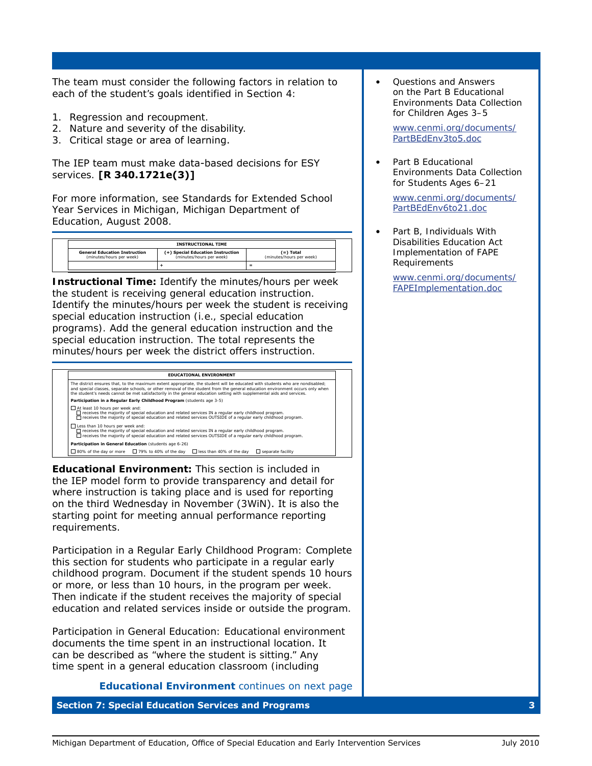The team must consider the following factors in relation to each of the student's goals identified in Section 4:

1. Regression and recoupment.
2. Nature and severity of the disability.
3. Critical stage or area of learning.

The IEP team must make data-based decisions for ESY services. **[R 340.1721e(3)]**

For more information, see Standards for Extended School Year Services in Michigan, Michigan Department of Education, August 2008.

| INSTRUCTIONAL TIME | | |
|---|---|---|
| **General Education Instruction** (minutes/hours per week) | **(+) Special Education Instruction** (minutes/hours per week) | **(=) Total** (minutes/hours per week) |
| | + | = |

**Instructional Time:** Identify the minutes/hours per week the student is receiving general education instruction. Identify the minutes/hours per week the student is receiving special education instruction (i.e., special education programs). Add the general education instruction and the special education instruction. The total represents the minutes/hours per week the district offers instruction.

**EDUCATIONAL ENVIRONMENT**

The district ensures that, to the maximum extent appropriate, the student will be educated with students who are nondisabled; and special classes, separate schools, or other removal of the student from the general education environment occurs only when the student's needs cannot be met satisfactorily in the general education setting with supplemental aids and services.

**Participation in a Regular Early Childhood Program** (students age 3-5)

☐ At least 10 hours per week and:
- ☐ receives the majority of special education and related services IN a regular early childhood program.
- ☐ receives the majority of special education and related services OUTSIDE of a regular early childhood program.

☐ Less than 10 hours per week and:
- ☐ receives the majority of special education and related services IN a regular early childhood program.
- ☐ receives the majority of special education and related services OUTSIDE of a regular early childhood program.

**Participation in General Education** (students age 6-26)

☐ 80% of the day or more ☐ 79% to 40% of the day ☐ less than 40% of the day ☐ separate facility

**Educational Environment:** This section is included in the IEP model form to provide transparency and detail for where instruction is taking place and is used for reporting on the third Wednesday in November (3WiN). It is also the starting point for meeting annual performance reporting requirements.

Participation in a Regular Early Childhood Program: Complete this section for students who participate in a regular early childhood program. Document if the student spends 10 hours or more, or less than 10 hours, in the program per week. Then indicate if the student receives the majority of special education and related services inside or outside the program.

Participation in General Education: Educational environment documents the time spent in an instructional location. It can be described as "where the student is sitting." Any time spent in a general education classroom (including

**Educational Environment** continues on next page

- Questions and Answers on the Part B Educational Environments Data Collection for Children Ages 3–5

  www.cenmi.org/documents/PartBEdEnv3to5.doc

- Part B Educational Environments Data Collection for Students Ages 6–21

  www.cenmi.org/documents/PartBEdEnv6to21.doc

- Part B, Individuals With Disabilities Education Act Implementation of FAPE Requirements

  www.cenmi.org/documents/FAPEImplementation.doc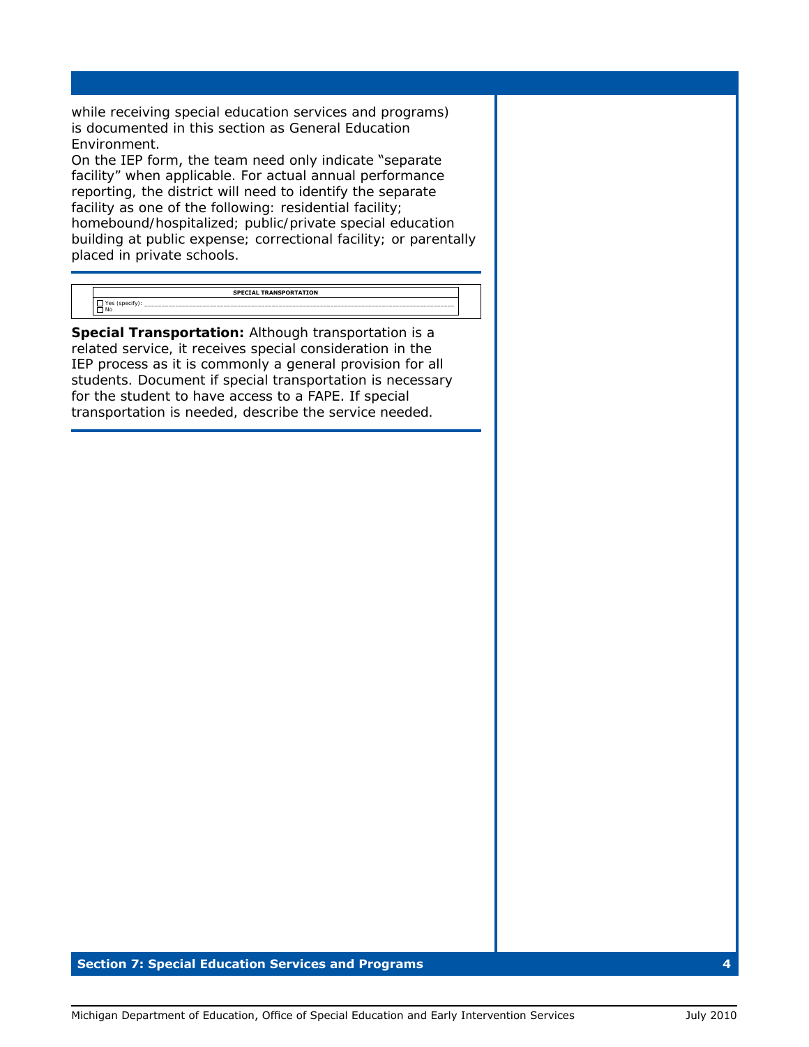while receiving special education services and programs) is documented in this section as General Education Environment.

On the IEP form, the team need only indicate "separate facility" when applicable. For actual annual performance reporting, the district will need to identify the separate facility as one of the following: residential facility; homebound/hospitalized; public/private special education building at public expense; correctional facility; or parentally placed in private schools.

| SPECIAL TRANSPORTATION |
| --- |
| ☐ Yes (specify): ______________________________ <br> ☐ No |

**Special Transportation:** Although transportation is a related service, it receives special consideration in the IEP process as it is commonly a general provision for all students. Document if special transportation is necessary for the student to have access to a FAPE. If special transportation is needed, describe the service needed.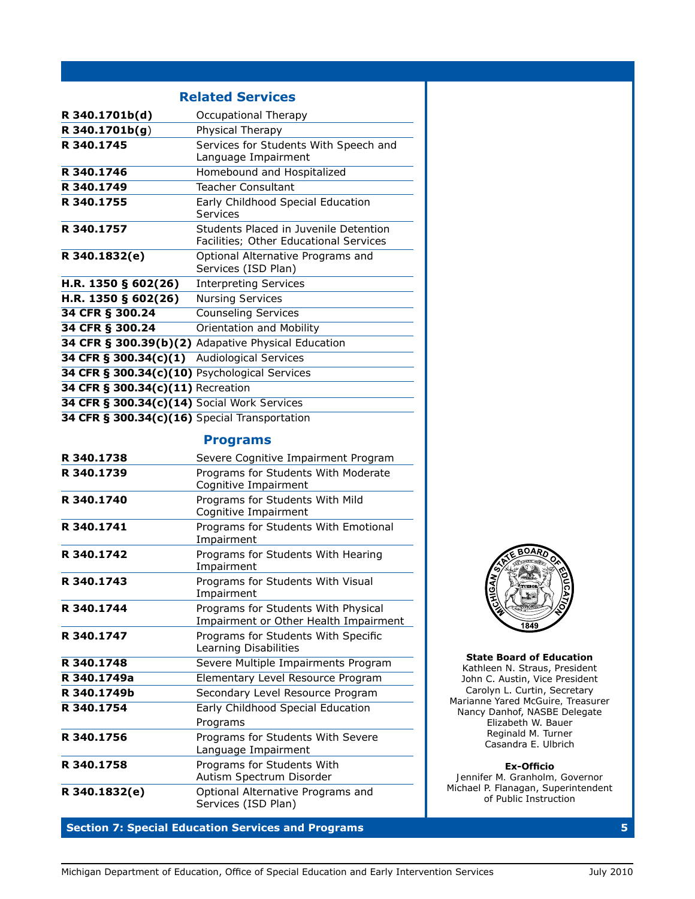## Related Services

| | |
|---|---|
| **R 340.1701b(d)** | Occupational Therapy |
| **R 340.1701b(g)** | Physical Therapy |
| **R 340.1745** | Services for Students With Speech and Language Impairment |
| **R 340.1746** | Homebound and Hospitalized |
| **R 340.1749** | Teacher Consultant |
| **R 340.1755** | Early Childhood Special Education Services |
| **R 340.1757** | Students Placed in Juvenile Detention Facilities; Other Educational Services |
| **R 340.1832(e)** | Optional Alternative Programs and Services (ISD Plan) |
| **H.R. 1350 § 602(26)** | Interpreting Services |
| **H.R. 1350 § 602(26)** | Nursing Services |
| **34 CFR § 300.24** | Counseling Services |
| **34 CFR § 300.24** | Orientation and Mobility |
| **34 CFR § 300.39(b)(2)** | Adapative Physical Education |
| **34 CFR § 300.34(c)(1)** | Audiological Services |
| **34 CFR § 300.34(c)(10)** | Psychological Services |
| **34 CFR § 300.34(c)(11)** | Recreation |
| **34 CFR § 300.34(c)(14)** | Social Work Services |
| **34 CFR § 300.34(c)(16)** | Special Transportation |

## Programs

| | |
|---|---|
| **R 340.1738** | Severe Cognitive Impairment Program |
| **R 340.1739** | Programs for Students With Moderate Cognitive Impairment |
| **R 340.1740** | Programs for Students With Mild Cognitive Impairment |
| **R 340.1741** | Programs for Students With Emotional Impairment |
| **R 340.1742** | Programs for Students With Hearing Impairment |
| **R 340.1743** | Programs for Students With Visual Impairment |
| **R 340.1744** | Programs for Students With Physical Impairment or Other Health Impairment |
| **R 340.1747** | Programs for Students With Specific Learning Disabilities |
| **R 340.1748** | Severe Multiple Impairments Program |
| **R 340.1749a** | Elementary Level Resource Program |
| **R 340.1749b** | Secondary Level Resource Program |
| **R 340.1754** | Early Childhood Special Education Programs |
| **R 340.1756** | Programs for Students With Severe Language Impairment |
| **R 340.1758** | Programs for Students With Autism Spectrum Disorder |
| **R 340.1832(e)** | Optional Alternative Programs and Services (ISD Plan) |

**State Board of Education**
Kathleen N. Straus, President
John C. Austin, Vice President
Carolyn L. Curtin, Secretary
Marianne Yared McGuire, Treasurer
Nancy Danhof, NASBE Delegate
Elizabeth W. Bauer
Reginald M. Turner
Casandra E. Ulbrich

**Ex-Officio**
Jennifer M. Granholm, Governor
Michael P. Flanagan, Superintendent of Public Instruction